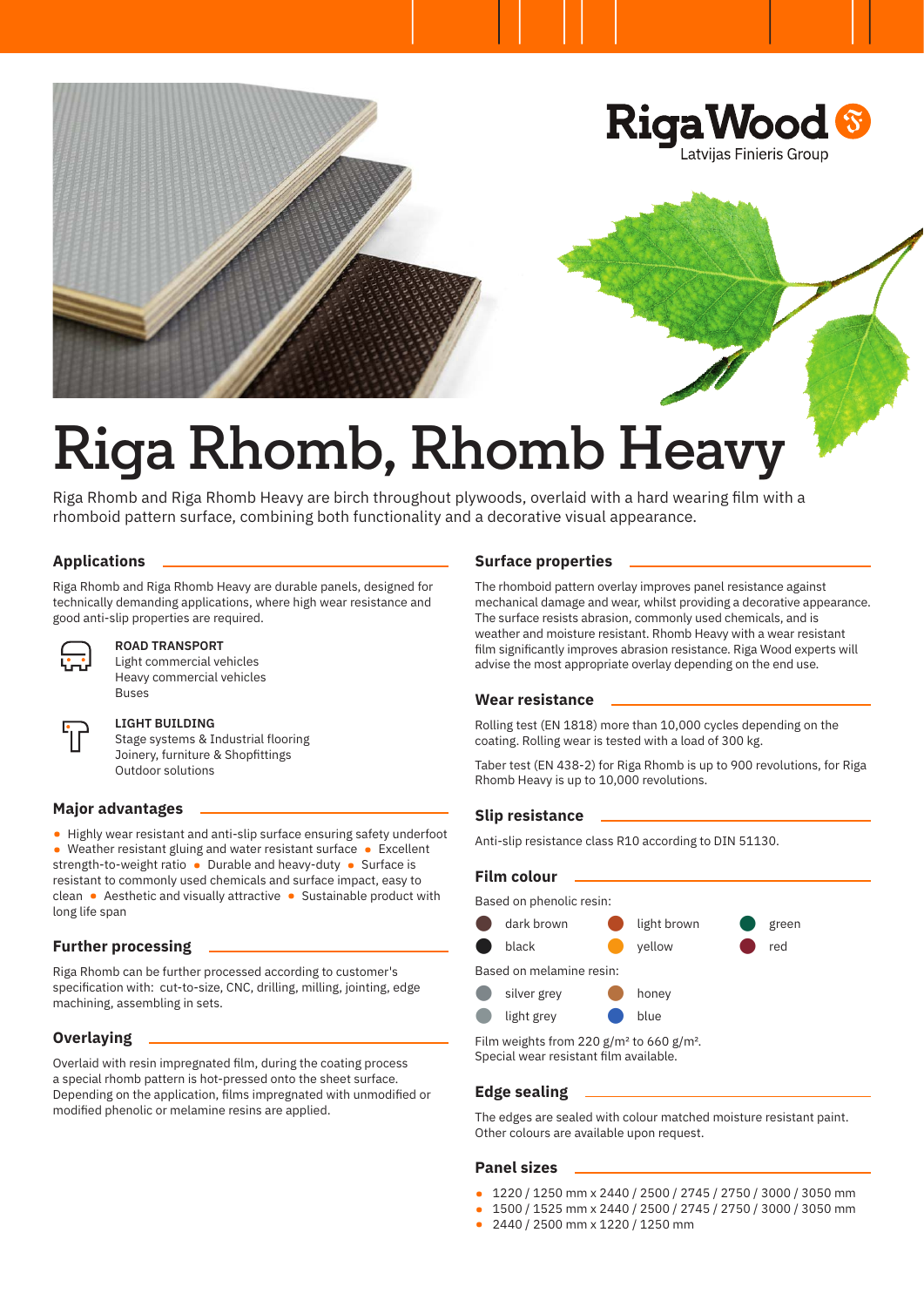RigaWood

Latvijas Finieris Group

# Riga Rhomb, Rhomb Heavy

Riga Rhomb and Riga Rhomb Heavy are birch throughout plywoods, overlaid with a hard wearing film with a rhomboid pattern surface, combining both functionality and a decorative visual appearance.

## Applications

Riga Rhomb and Riga Rhomb Heavy are durable panels, designed for technically demanding applications, where high wear resistance and good anti-slip properties are required.

**ROAD TRANSPORT**
Light commercial vehicles
Heavy commercial vehicles
Buses

**LIGHT BUILDING**
Stage systems & Industrial flooring
Joinery, furniture & Shopfittings
Outdoor solutions

## Major advantages

- Highly wear resistant and anti-slip surface ensuring safety underfoot
- Weather resistant gluing and water resistant surface
- Excellent strength-to-weight ratio
- Durable and heavy-duty
- Surface is resistant to commonly used chemicals and surface impact, easy to clean
- Aesthetic and visually attractive
- Sustainable product with long life span

## Further processing

Riga Rhomb can be further processed according to customer's specification with: cut-to-size, CNC, drilling, milling, jointing, edge machining, assembling in sets.

## Overlaying

Overlaid with resin impregnated film, during the coating process a special rhomb pattern is hot-pressed onto the sheet surface. Depending on the application, films impregnated with unmodified or modified phenolic or melamine resins are applied.

## Surface properties

The rhomboid pattern overlay improves panel resistance against mechanical damage and wear, whilst providing a decorative appearance. The surface resists abrasion, commonly used chemicals, and is weather and moisture resistant. Rhomb Heavy with a wear resistant film significantly improves abrasion resistance. Riga Wood experts will advise the most appropriate overlay depending on the end use.

## Wear resistance

Rolling test (EN 1818) more than 10,000 cycles depending on the coating. Rolling wear is tested with a load of 300 kg.

Taber test (EN 438-2) for Riga Rhomb is up to 900 revolutions, for Riga Rhomb Heavy is up to 10,000 revolutions.

## Slip resistance

Anti-slip resistance class R10 according to DIN 51130.

## Film colour

Based on phenolic resin:

- dark brown
- light brown
- green
- black
- yellow
- red

Based on melamine resin:

- silver grey
- honey
- light grey
- blue

Film weights from 220 g/m² to 660 g/m².
Special wear resistant film available.

## Edge sealing

The edges are sealed with colour matched moisture resistant paint. Other colours are available upon request.

## Panel sizes

- 1220 / 1250 mm x 2440 / 2500 / 2745 / 2750 / 3000 / 3050 mm
- 1500 / 1525 mm x 2440 / 2500 / 2745 / 2750 / 3000 / 3050 mm
- 2440 / 2500 mm x 1220 / 1250 mm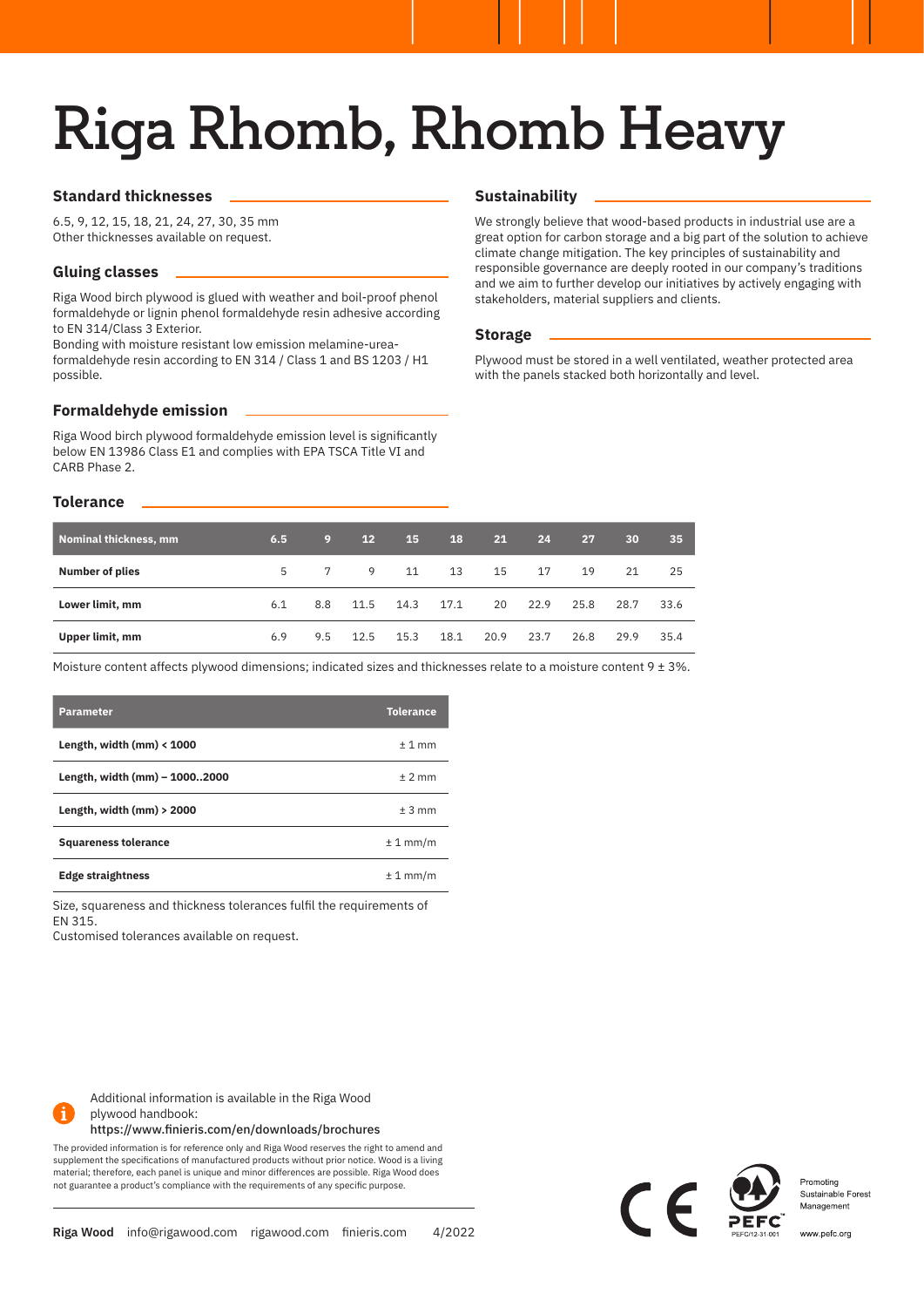# Riga Rhomb, Rhomb Heavy

## Standard thicknesses

6.5, 9, 12, 15, 18, 21, 24, 27, 30, 35 mm
Other thicknesses available on request.

## Gluing classes

Riga Wood birch plywood is glued with weather and boil-proof phenol formaldehyde or lignin phenol formaldehyde resin adhesive according to EN 314/Class 3 Exterior.
Bonding with moisture resistant low emission melamine-urea-formaldehyde resin according to EN 314 / Class 1 and BS 1203 / H1 possible.

## Formaldehyde emission

Riga Wood birch plywood formaldehyde emission level is significantly below EN 13986 Class E1 and complies with EPA TSCA Title VI and CARB Phase 2.

## Sustainability

We strongly believe that wood-based products in industrial use are a great option for carbon storage and a big part of the solution to achieve climate change mitigation. The key principles of sustainability and responsible governance are deeply rooted in our company's traditions and we aim to further develop our initiatives by actively engaging with stakeholders, material suppliers and clients.

## Storage

Plywood must be stored in a well ventilated, weather protected area with the panels stacked both horizontally and level.

## Tolerance

| Nominal thickness, mm | 6.5 | 9 | 12 | 15 | 18 | 21 | 24 | 27 | 30 | 35 |
|---|---|---|---|---|---|---|---|---|---|---|
| **Number of plies** | 5 | 7 | 9 | 11 | 13 | 15 | 17 | 19 | 21 | 25 |
| **Lower limit, mm** | 6.1 | 8.8 | 11.5 | 14.3 | 17.1 | 20 | 22.9 | 25.8 | 28.7 | 33.6 |
| **Upper limit, mm** | 6.9 | 9.5 | 12.5 | 15.3 | 18.1 | 20.9 | 23.7 | 26.8 | 29.9 | 35.4 |

Moisture content affects plywood dimensions; indicated sizes and thicknesses relate to a moisture content 9 ± 3%.

| Parameter | Tolerance |
|---|---|
| **Length, width (mm) < 1000** | ± 1 mm |
| **Length, width (mm) – 1000..2000** | ± 2 mm |
| **Length, width (mm) > 2000** | ± 3 mm |
| **Squareness tolerance** | ± 1 mm/m |
| **Edge straightness** | ± 1 mm/m |

Size, squareness and thickness tolerances fulfil the requirements of EN 315.
Customised tolerances available on request.

Additional information is available in the Riga Wood plywood handbook:
https://www.finieris.com/en/downloads/brochures

The provided information is for reference only and Riga Wood reserves the right to amend and supplement the specifications of manufactured products without prior notice. Wood is a living material; therefore, each panel is unique and minor differences are possible. Riga Wood does not guarantee a product's compliance with the requirements of any specific purpose.

**Riga Wood** info@rigawood.com rigawood.com finieris.com 4/2022

Promoting Sustainable Forest Management
PEFC/12-31-001
www.pefc.org